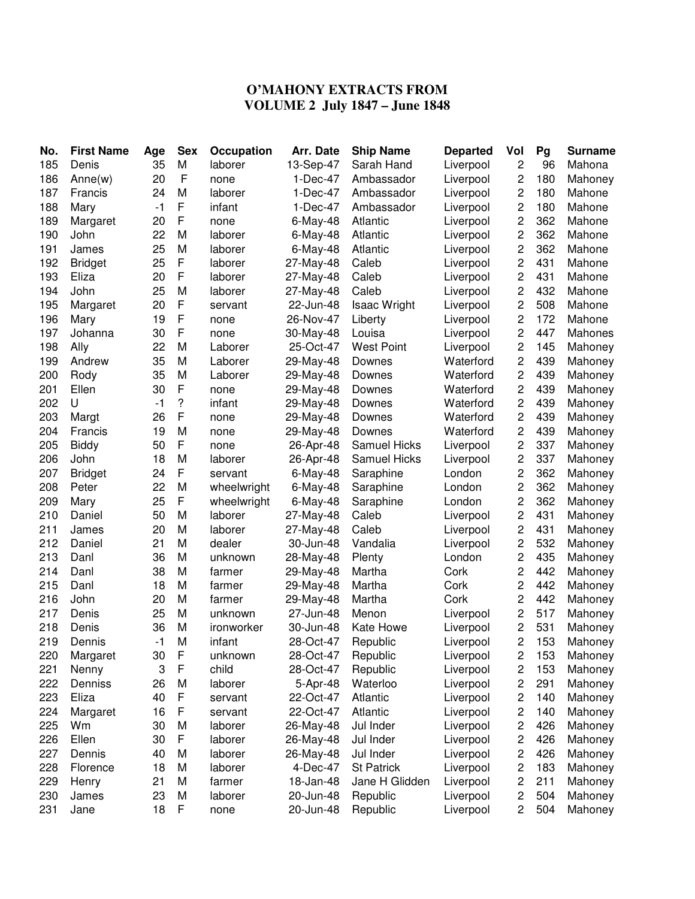# O'MAHONY EXTRACTS FROM
# VOLUME 2 July 1847 – June 1848

| No. | First Name | Age | Sex | Occupation | Arr. Date | Ship Name | Departed | Vol | Pg | Surname |
|---|---|---|---|---|---|---|---|---|---|---|
| 185 | Denis | 35 | M | laborer | 13-Sep-47 | Sarah Hand | Liverpool | 2 | 96 | Mahona |
| 186 | Anne(w) | 20 | F | none | 1-Dec-47 | Ambassador | Liverpool | 2 | 180 | Mahoney |
| 187 | Francis | 24 | M | laborer | 1-Dec-47 | Ambassador | Liverpool | 2 | 180 | Mahone |
| 188 | Mary | -1 | F | infant | 1-Dec-47 | Ambassador | Liverpool | 2 | 180 | Mahone |
| 189 | Margaret | 20 | F | none | 6-May-48 | Atlantic | Liverpool | 2 | 362 | Mahone |
| 190 | John | 22 | M | laborer | 6-May-48 | Atlantic | Liverpool | 2 | 362 | Mahone |
| 191 | James | 25 | M | laborer | 6-May-48 | Atlantic | Liverpool | 2 | 362 | Mahone |
| 192 | Bridget | 25 | F | laborer | 27-May-48 | Caleb | Liverpool | 2 | 431 | Mahone |
| 193 | Eliza | 20 | F | laborer | 27-May-48 | Caleb | Liverpool | 2 | 431 | Mahone |
| 194 | John | 25 | M | laborer | 27-May-48 | Caleb | Liverpool | 2 | 432 | Mahone |
| 195 | Margaret | 20 | F | servant | 22-Jun-48 | Isaac Wright | Liverpool | 2 | 508 | Mahone |
| 196 | Mary | 19 | F | none | 26-Nov-47 | Liberty | Liverpool | 2 | 172 | Mahone |
| 197 | Johanna | 30 | F | none | 30-May-48 | Louisa | Liverpool | 2 | 447 | Mahones |
| 198 | Ally | 22 | M | Laborer | 25-Oct-47 | West Point | Liverpool | 2 | 145 | Mahoney |
| 199 | Andrew | 35 | M | Laborer | 29-May-48 | Downes | Waterford | 2 | 439 | Mahoney |
| 200 | Rody | 35 | M | Laborer | 29-May-48 | Downes | Waterford | 2 | 439 | Mahoney |
| 201 | Ellen | 30 | F | none | 29-May-48 | Downes | Waterford | 2 | 439 | Mahoney |
| 202 | U | -1 | ? | infant | 29-May-48 | Downes | Waterford | 2 | 439 | Mahoney |
| 203 | Margt | 26 | F | none | 29-May-48 | Downes | Waterford | 2 | 439 | Mahoney |
| 204 | Francis | 19 | M | none | 29-May-48 | Downes | Waterford | 2 | 439 | Mahoney |
| 205 | Biddy | 50 | F | none | 26-Apr-48 | Samuel Hicks | Liverpool | 2 | 337 | Mahoney |
| 206 | John | 18 | M | laborer | 26-Apr-48 | Samuel Hicks | Liverpool | 2 | 337 | Mahoney |
| 207 | Bridget | 24 | F | servant | 6-May-48 | Saraphine | London | 2 | 362 | Mahoney |
| 208 | Peter | 22 | M | wheelwright | 6-May-48 | Saraphine | London | 2 | 362 | Mahoney |
| 209 | Mary | 25 | F | wheelwright | 6-May-48 | Saraphine | London | 2 | 362 | Mahoney |
| 210 | Daniel | 50 | M | laborer | 27-May-48 | Caleb | Liverpool | 2 | 431 | Mahoney |
| 211 | James | 20 | M | laborer | 27-May-48 | Caleb | Liverpool | 2 | 431 | Mahoney |
| 212 | Daniel | 21 | M | dealer | 30-Jun-48 | Vandalia | Liverpool | 2 | 532 | Mahoney |
| 213 | Danl | 36 | M | unknown | 28-May-48 | Plenty | London | 2 | 435 | Mahoney |
| 214 | Danl | 38 | M | farmer | 29-May-48 | Martha | Cork | 2 | 442 | Mahoney |
| 215 | Danl | 18 | M | farmer | 29-May-48 | Martha | Cork | 2 | 442 | Mahoney |
| 216 | John | 20 | M | farmer | 29-May-48 | Martha | Cork | 2 | 442 | Mahoney |
| 217 | Denis | 25 | M | unknown | 27-Jun-48 | Menon | Liverpool | 2 | 517 | Mahoney |
| 218 | Denis | 36 | M | ironworker | 30-Jun-48 | Kate Howe | Liverpool | 2 | 531 | Mahoney |
| 219 | Dennis | -1 | M | infant | 28-Oct-47 | Republic | Liverpool | 2 | 153 | Mahoney |
| 220 | Margaret | 30 | F | unknown | 28-Oct-47 | Republic | Liverpool | 2 | 153 | Mahoney |
| 221 | Nenny | 3 | F | child | 28-Oct-47 | Republic | Liverpool | 2 | 153 | Mahoney |
| 222 | Denniss | 26 | M | laborer | 5-Apr-48 | Waterloo | Liverpool | 2 | 291 | Mahoney |
| 223 | Eliza | 40 | F | servant | 22-Oct-47 | Atlantic | Liverpool | 2 | 140 | Mahoney |
| 224 | Margaret | 16 | F | servant | 22-Oct-47 | Atlantic | Liverpool | 2 | 140 | Mahoney |
| 225 | Wm | 30 | M | laborer | 26-May-48 | Jul Inder | Liverpool | 2 | 426 | Mahoney |
| 226 | Ellen | 30 | F | laborer | 26-May-48 | Jul Inder | Liverpool | 2 | 426 | Mahoney |
| 227 | Dennis | 40 | M | laborer | 26-May-48 | Jul Inder | Liverpool | 2 | 426 | Mahoney |
| 228 | Florence | 18 | M | laborer | 4-Dec-47 | St Patrick | Liverpool | 2 | 183 | Mahoney |
| 229 | Henry | 21 | M | farmer | 18-Jan-48 | Jane H Glidden | Liverpool | 2 | 211 | Mahoney |
| 230 | James | 23 | M | laborer | 20-Jun-48 | Republic | Liverpool | 2 | 504 | Mahoney |
| 231 | Jane | 18 | F | none | 20-Jun-48 | Republic | Liverpool | 2 | 504 | Mahoney |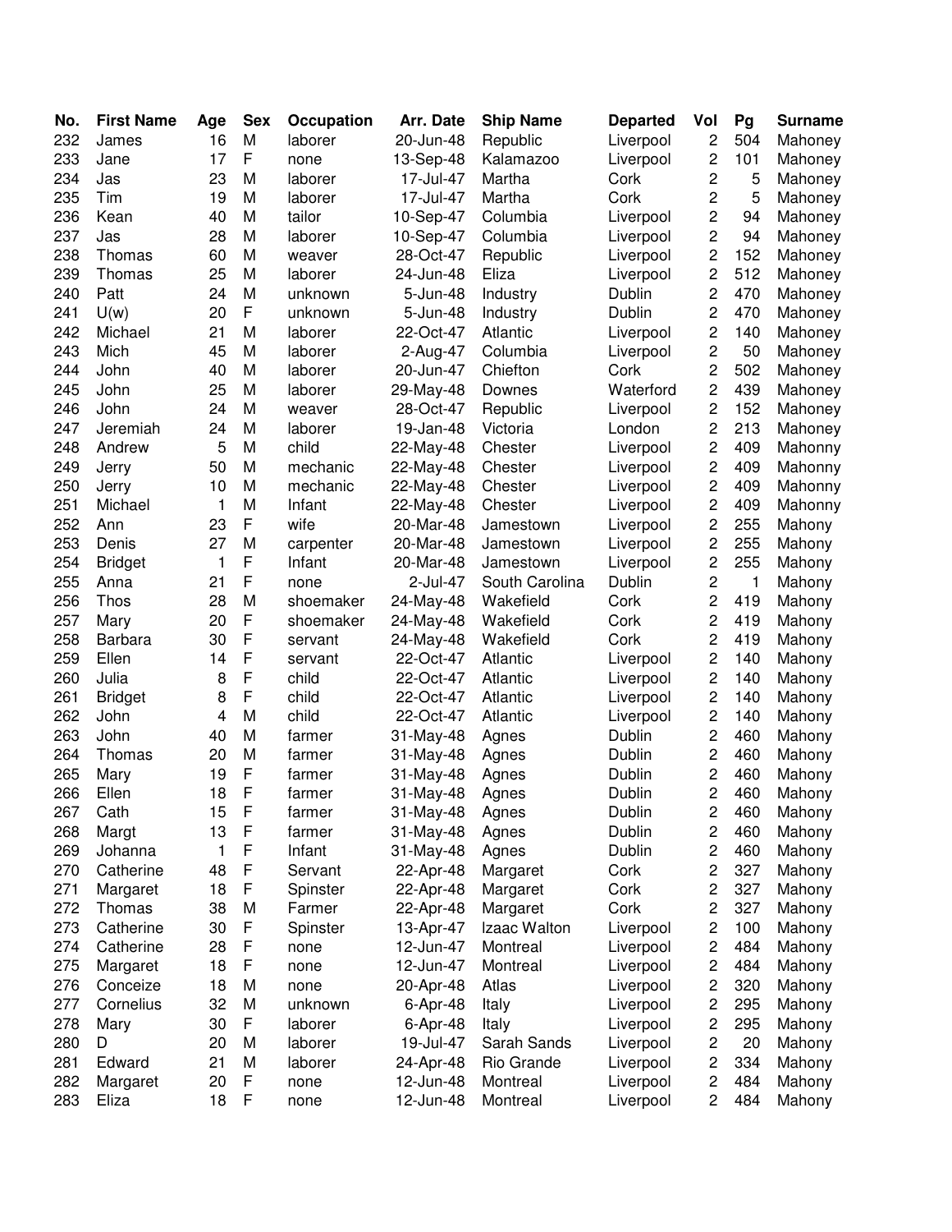| No. | First Name | Age | Sex | Occupation | Arr. Date | Ship Name | Departed | Vol | Pg | Surname |
|---|---|---|---|---|---|---|---|---|---|---|
| 232 | James | 16 | M | laborer | 20-Jun-48 | Republic | Liverpool | 2 | 504 | Mahoney |
| 233 | Jane | 17 | F | none | 13-Sep-48 | Kalamazoo | Liverpool | 2 | 101 | Mahoney |
| 234 | Jas | 23 | M | laborer | 17-Jul-47 | Martha | Cork | 2 | 5 | Mahoney |
| 235 | Tim | 19 | M | laborer | 17-Jul-47 | Martha | Cork | 2 | 5 | Mahoney |
| 236 | Kean | 40 | M | tailor | 10-Sep-47 | Columbia | Liverpool | 2 | 94 | Mahoney |
| 237 | Jas | 28 | M | laborer | 10-Sep-47 | Columbia | Liverpool | 2 | 94 | Mahoney |
| 238 | Thomas | 60 | M | weaver | 28-Oct-47 | Republic | Liverpool | 2 | 152 | Mahoney |
| 239 | Thomas | 25 | M | laborer | 24-Jun-48 | Eliza | Liverpool | 2 | 512 | Mahoney |
| 240 | Patt | 24 | M | unknown | 5-Jun-48 | Industry | Dublin | 2 | 470 | Mahoney |
| 241 | U(w) | 20 | F | unknown | 5-Jun-48 | Industry | Dublin | 2 | 470 | Mahoney |
| 242 | Michael | 21 | M | laborer | 22-Oct-47 | Atlantic | Liverpool | 2 | 140 | Mahoney |
| 243 | Mich | 45 | M | laborer | 2-Aug-47 | Columbia | Liverpool | 2 | 50 | Mahoney |
| 244 | John | 40 | M | laborer | 20-Jun-47 | Chiefton | Cork | 2 | 502 | Mahoney |
| 245 | John | 25 | M | laborer | 29-May-48 | Downes | Waterford | 2 | 439 | Mahoney |
| 246 | John | 24 | M | weaver | 28-Oct-47 | Republic | Liverpool | 2 | 152 | Mahoney |
| 247 | Jeremiah | 24 | M | laborer | 19-Jan-48 | Victoria | London | 2 | 213 | Mahoney |
| 248 | Andrew | 5 | M | child | 22-May-48 | Chester | Liverpool | 2 | 409 | Mahonny |
| 249 | Jerry | 50 | M | mechanic | 22-May-48 | Chester | Liverpool | 2 | 409 | Mahonny |
| 250 | Jerry | 10 | M | mechanic | 22-May-48 | Chester | Liverpool | 2 | 409 | Mahonny |
| 251 | Michael | 1 | M | Infant | 22-May-48 | Chester | Liverpool | 2 | 409 | Mahonny |
| 252 | Ann | 23 | F | wife | 20-Mar-48 | Jamestown | Liverpool | 2 | 255 | Mahony |
| 253 | Denis | 27 | M | carpenter | 20-Mar-48 | Jamestown | Liverpool | 2 | 255 | Mahony |
| 254 | Bridget | 1 | F | Infant | 20-Mar-48 | Jamestown | Liverpool | 2 | 255 | Mahony |
| 255 | Anna | 21 | F | none | 2-Jul-47 | South Carolina | Dublin | 2 | 1 | Mahony |
| 256 | Thos | 28 | M | shoemaker | 24-May-48 | Wakefield | Cork | 2 | 419 | Mahony |
| 257 | Mary | 20 | F | shoemaker | 24-May-48 | Wakefield | Cork | 2 | 419 | Mahony |
| 258 | Barbara | 30 | F | servant | 24-May-48 | Wakefield | Cork | 2 | 419 | Mahony |
| 259 | Ellen | 14 | F | servant | 22-Oct-47 | Atlantic | Liverpool | 2 | 140 | Mahony |
| 260 | Julia | 8 | F | child | 22-Oct-47 | Atlantic | Liverpool | 2 | 140 | Mahony |
| 261 | Bridget | 8 | F | child | 22-Oct-47 | Atlantic | Liverpool | 2 | 140 | Mahony |
| 262 | John | 4 | M | child | 22-Oct-47 | Atlantic | Liverpool | 2 | 140 | Mahony |
| 263 | John | 40 | M | farmer | 31-May-48 | Agnes | Dublin | 2 | 460 | Mahony |
| 264 | Thomas | 20 | M | farmer | 31-May-48 | Agnes | Dublin | 2 | 460 | Mahony |
| 265 | Mary | 19 | F | farmer | 31-May-48 | Agnes | Dublin | 2 | 460 | Mahony |
| 266 | Ellen | 18 | F | farmer | 31-May-48 | Agnes | Dublin | 2 | 460 | Mahony |
| 267 | Cath | 15 | F | farmer | 31-May-48 | Agnes | Dublin | 2 | 460 | Mahony |
| 268 | Margt | 13 | F | farmer | 31-May-48 | Agnes | Dublin | 2 | 460 | Mahony |
| 269 | Johanna | 1 | F | Infant | 31-May-48 | Agnes | Dublin | 2 | 460 | Mahony |
| 270 | Catherine | 48 | F | Servant | 22-Apr-48 | Margaret | Cork | 2 | 327 | Mahony |
| 271 | Margaret | 18 | F | Spinster | 22-Apr-48 | Margaret | Cork | 2 | 327 | Mahony |
| 272 | Thomas | 38 | M | Farmer | 22-Apr-48 | Margaret | Cork | 2 | 327 | Mahony |
| 273 | Catherine | 30 | F | Spinster | 13-Apr-47 | Izaac Walton | Liverpool | 2 | 100 | Mahony |
| 274 | Catherine | 28 | F | none | 12-Jun-47 | Montreal | Liverpool | 2 | 484 | Mahony |
| 275 | Margaret | 18 | F | none | 12-Jun-47 | Montreal | Liverpool | 2 | 484 | Mahony |
| 276 | Conceize | 18 | M | none | 20-Apr-48 | Atlas | Liverpool | 2 | 320 | Mahony |
| 277 | Cornelius | 32 | M | unknown | 6-Apr-48 | Italy | Liverpool | 2 | 295 | Mahony |
| 278 | Mary | 30 | F | laborer | 6-Apr-48 | Italy | Liverpool | 2 | 295 | Mahony |
| 280 | D | 20 | M | laborer | 19-Jul-47 | Sarah Sands | Liverpool | 2 | 20 | Mahony |
| 281 | Edward | 21 | M | laborer | 24-Apr-48 | Rio Grande | Liverpool | 2 | 334 | Mahony |
| 282 | Margaret | 20 | F | none | 12-Jun-48 | Montreal | Liverpool | 2 | 484 | Mahony |
| 283 | Eliza | 18 | F | none | 12-Jun-48 | Montreal | Liverpool | 2 | 484 | Mahony |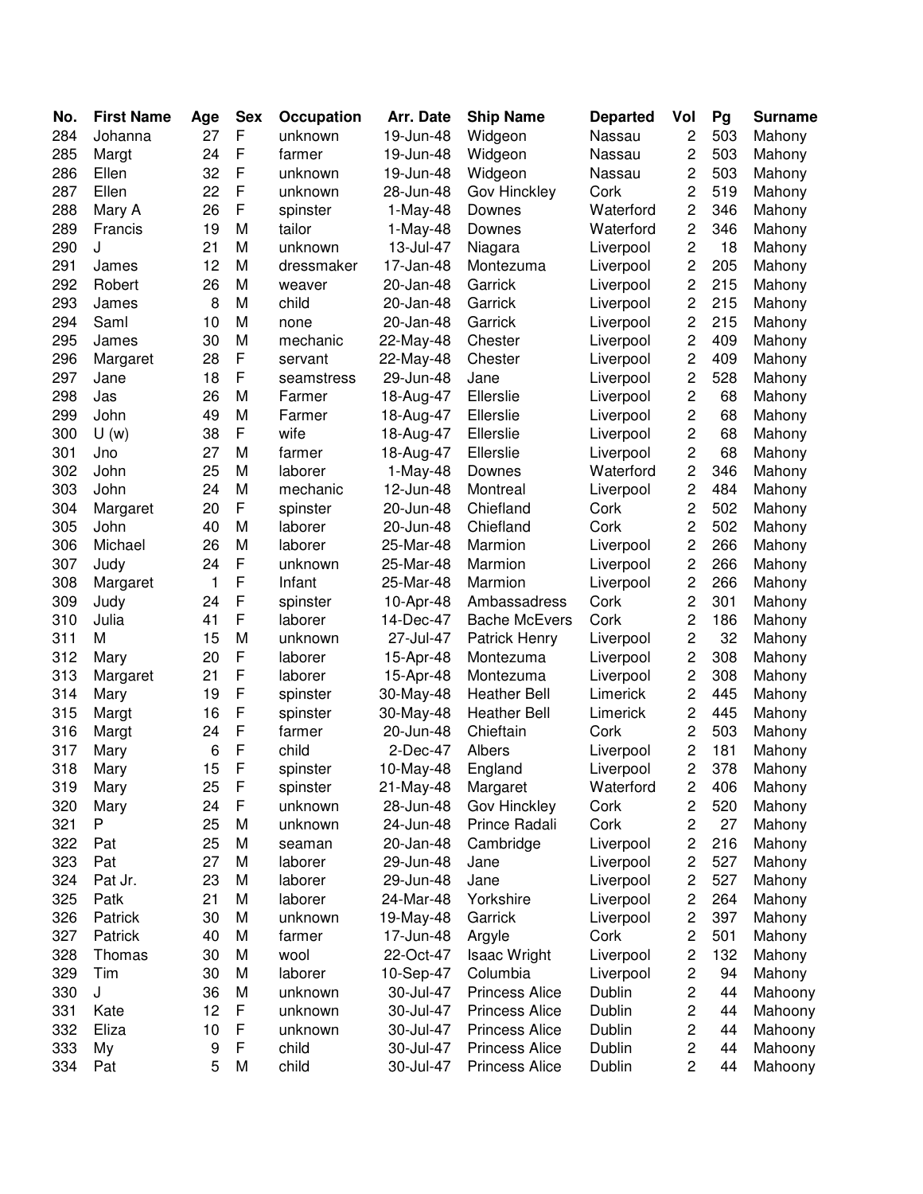| No. | First Name | Age | Sex | Occupation | Arr. Date | Ship Name | Departed | Vol | Pg | Surname |
|---|---|---|---|---|---|---|---|---|---|---|
| 284 | Johanna | 27 | F | unknown | 19-Jun-48 | Widgeon | Nassau | 2 | 503 | Mahony |
| 285 | Margt | 24 | F | farmer | 19-Jun-48 | Widgeon | Nassau | 2 | 503 | Mahony |
| 286 | Ellen | 32 | F | unknown | 19-Jun-48 | Widgeon | Nassau | 2 | 503 | Mahony |
| 287 | Ellen | 22 | F | unknown | 28-Jun-48 | Gov Hinckley | Cork | 2 | 519 | Mahony |
| 288 | Mary A | 26 | F | spinster | 1-May-48 | Downes | Waterford | 2 | 346 | Mahony |
| 289 | Francis | 19 | M | tailor | 1-May-48 | Downes | Waterford | 2 | 346 | Mahony |
| 290 | J | 21 | M | unknown | 13-Jul-47 | Niagara | Liverpool | 2 | 18 | Mahony |
| 291 | James | 12 | M | dressmaker | 17-Jan-48 | Montezuma | Liverpool | 2 | 205 | Mahony |
| 292 | Robert | 26 | M | weaver | 20-Jan-48 | Garrick | Liverpool | 2 | 215 | Mahony |
| 293 | James | 8 | M | child | 20-Jan-48 | Garrick | Liverpool | 2 | 215 | Mahony |
| 294 | Saml | 10 | M | none | 20-Jan-48 | Garrick | Liverpool | 2 | 215 | Mahony |
| 295 | James | 30 | M | mechanic | 22-May-48 | Chester | Liverpool | 2 | 409 | Mahony |
| 296 | Margaret | 28 | F | servant | 22-May-48 | Chester | Liverpool | 2 | 409 | Mahony |
| 297 | Jane | 18 | F | seamstress | 29-Jun-48 | Jane | Liverpool | 2 | 528 | Mahony |
| 298 | Jas | 26 | M | Farmer | 18-Aug-47 | Ellerslie | Liverpool | 2 | 68 | Mahony |
| 299 | John | 49 | M | Farmer | 18-Aug-47 | Ellerslie | Liverpool | 2 | 68 | Mahony |
| 300 | U (w) | 38 | F | wife | 18-Aug-47 | Ellerslie | Liverpool | 2 | 68 | Mahony |
| 301 | Jno | 27 | M | farmer | 18-Aug-47 | Ellerslie | Liverpool | 2 | 68 | Mahony |
| 302 | John | 25 | M | laborer | 1-May-48 | Downes | Waterford | 2 | 346 | Mahony |
| 303 | John | 24 | M | mechanic | 12-Jun-48 | Montreal | Liverpool | 2 | 484 | Mahony |
| 304 | Margaret | 20 | F | spinster | 20-Jun-48 | Chiefland | Cork | 2 | 502 | Mahony |
| 305 | John | 40 | M | laborer | 20-Jun-48 | Chiefland | Cork | 2 | 502 | Mahony |
| 306 | Michael | 26 | M | laborer | 25-Mar-48 | Marmion | Liverpool | 2 | 266 | Mahony |
| 307 | Judy | 24 | F | unknown | 25-Mar-48 | Marmion | Liverpool | 2 | 266 | Mahony |
| 308 | Margaret | 1 | F | Infant | 25-Mar-48 | Marmion | Liverpool | 2 | 266 | Mahony |
| 309 | Judy | 24 | F | spinster | 10-Apr-48 | Ambassadress | Cork | 2 | 301 | Mahony |
| 310 | Julia | 41 | F | laborer | 14-Dec-47 | Bache McEvers | Cork | 2 | 186 | Mahony |
| 311 | M | 15 | M | unknown | 27-Jul-47 | Patrick Henry | Liverpool | 2 | 32 | Mahony |
| 312 | Mary | 20 | F | laborer | 15-Apr-48 | Montezuma | Liverpool | 2 | 308 | Mahony |
| 313 | Margaret | 21 | F | laborer | 15-Apr-48 | Montezuma | Liverpool | 2 | 308 | Mahony |
| 314 | Mary | 19 | F | spinster | 30-May-48 | Heather Bell | Limerick | 2 | 445 | Mahony |
| 315 | Margt | 16 | F | spinster | 30-May-48 | Heather Bell | Limerick | 2 | 445 | Mahony |
| 316 | Margt | 24 | F | farmer | 20-Jun-48 | Chieftain | Cork | 2 | 503 | Mahony |
| 317 | Mary | 6 | F | child | 2-Dec-47 | Albers | Liverpool | 2 | 181 | Mahony |
| 318 | Mary | 15 | F | spinster | 10-May-48 | England | Liverpool | 2 | 378 | Mahony |
| 319 | Mary | 25 | F | spinster | 21-May-48 | Margaret | Waterford | 2 | 406 | Mahony |
| 320 | Mary | 24 | F | unknown | 28-Jun-48 | Gov Hinckley | Cork | 2 | 520 | Mahony |
| 321 | P | 25 | M | unknown | 24-Jun-48 | Prince Radali | Cork | 2 | 27 | Mahony |
| 322 | Pat | 25 | M | seaman | 20-Jan-48 | Cambridge | Liverpool | 2 | 216 | Mahony |
| 323 | Pat | 27 | M | laborer | 29-Jun-48 | Jane | Liverpool | 2 | 527 | Mahony |
| 324 | Pat Jr. | 23 | M | laborer | 29-Jun-48 | Jane | Liverpool | 2 | 527 | Mahony |
| 325 | Patk | 21 | M | laborer | 24-Mar-48 | Yorkshire | Liverpool | 2 | 264 | Mahony |
| 326 | Patrick | 30 | M | unknown | 19-May-48 | Garrick | Liverpool | 2 | 397 | Mahony |
| 327 | Patrick | 40 | M | farmer | 17-Jun-48 | Argyle | Cork | 2 | 501 | Mahony |
| 328 | Thomas | 30 | M | wool | 22-Oct-47 | Isaac Wright | Liverpool | 2 | 132 | Mahony |
| 329 | Tim | 30 | M | laborer | 10-Sep-47 | Columbia | Liverpool | 2 | 94 | Mahony |
| 330 | J | 36 | M | unknown | 30-Jul-47 | Princess Alice | Dublin | 2 | 44 | Mahoony |
| 331 | Kate | 12 | F | unknown | 30-Jul-47 | Princess Alice | Dublin | 2 | 44 | Mahoony |
| 332 | Eliza | 10 | F | unknown | 30-Jul-47 | Princess Alice | Dublin | 2 | 44 | Mahoony |
| 333 | My | 9 | F | child | 30-Jul-47 | Princess Alice | Dublin | 2 | 44 | Mahoony |
| 334 | Pat | 5 | M | child | 30-Jul-47 | Princess Alice | Dublin | 2 | 44 | Mahoony |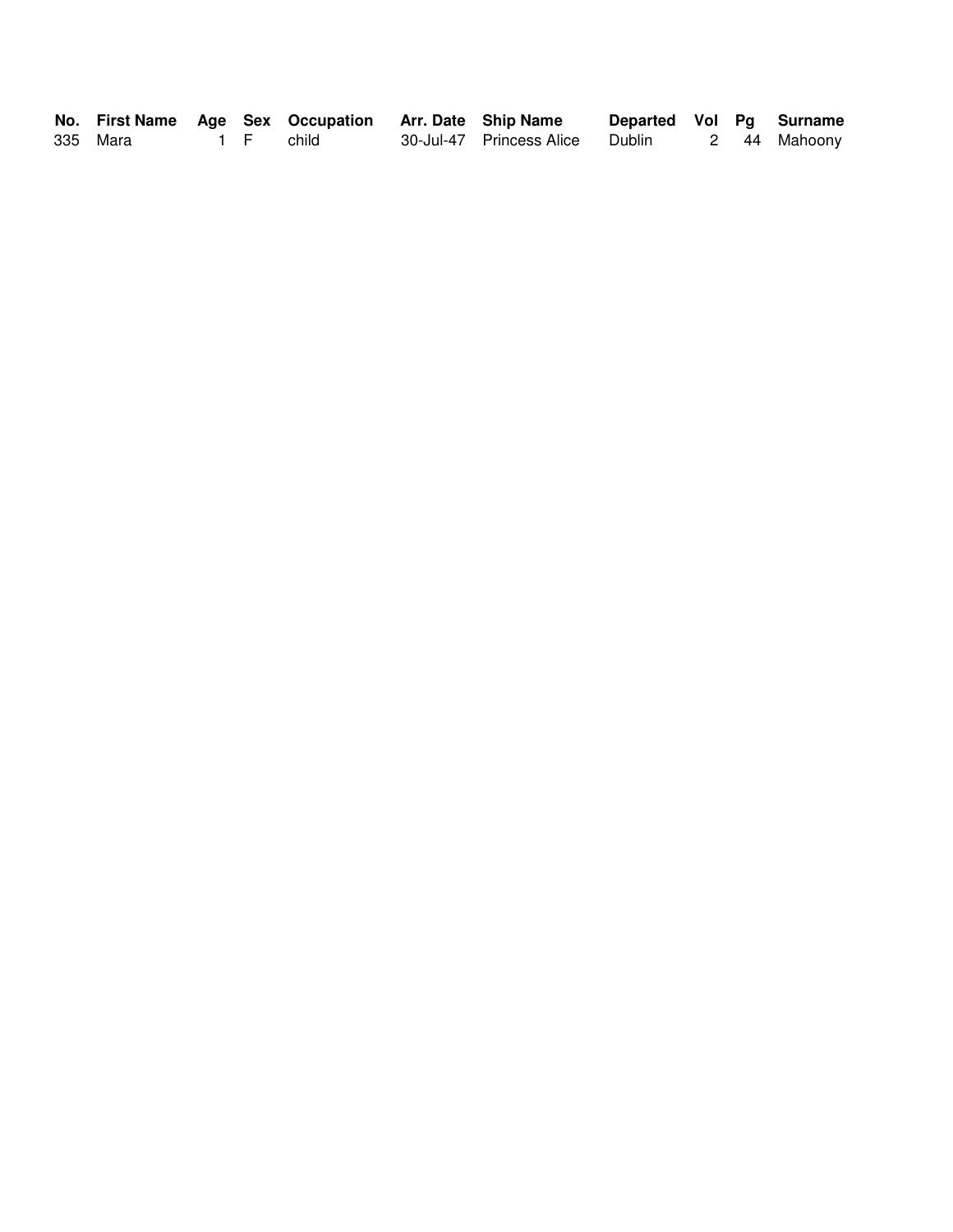| No. | First Name | Age | Sex | Occupation | Arr. Date | Ship Name | Departed | Vol | Pg | Surname |
|---|---|---|---|---|---|---|---|---|---|---|
| 335 | Mara | 1 | F | child | 30-Jul-47 | Princess Alice | Dublin | 2 | 44 | Mahoony |